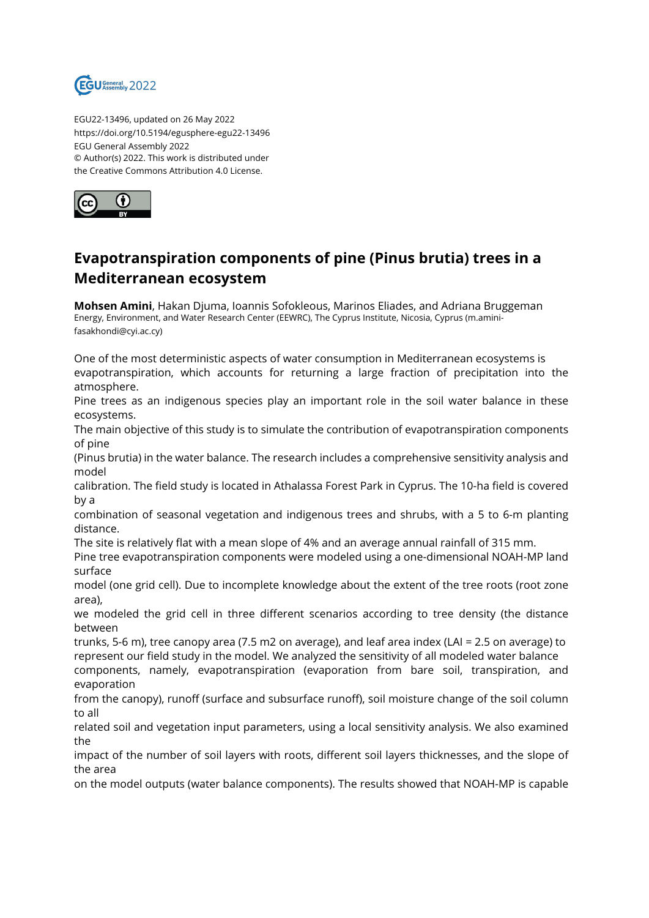EGU22-13496, updated on 26 May 2022
https://doi.org/10.5194/egusphere-egu22-13496
EGU General Assembly 2022
© Author(s) 2022. This work is distributed under
the Creative Commons Attribution 4.0 License.

# Evapotranspiration components of pine (Pinus brutia) trees in a Mediterranean ecosystem

**Mohsen Amini**, Hakan Djuma, Ioannis Sofokleous, Marinos Eliades, and Adriana Bruggeman
Energy, Environment, and Water Research Center (EEWRC), The Cyprus Institute, Nicosia, Cyprus (m.amini-fasakhondi@cyi.ac.cy)

One of the most deterministic aspects of water consumption in Mediterranean ecosystems is evapotranspiration, which accounts for returning a large fraction of precipitation into the atmosphere.
Pine trees as an indigenous species play an important role in the soil water balance in these ecosystems.
The main objective of this study is to simulate the contribution of evapotranspiration components of pine
(Pinus brutia) in the water balance. The research includes a comprehensive sensitivity analysis and model
calibration. The field study is located in Athalassa Forest Park in Cyprus. The 10-ha field is covered by a
combination of seasonal vegetation and indigenous trees and shrubs, with a 5 to 6-m planting distance.
The site is relatively flat with a mean slope of 4% and an average annual rainfall of 315 mm.
Pine tree evapotranspiration components were modeled using a one-dimensional NOAH-MP land surface
model (one grid cell). Due to incomplete knowledge about the extent of the tree roots (root zone area),
we modeled the grid cell in three different scenarios according to tree density (the distance between
trunks, 5-6 m), tree canopy area (7.5 m2 on average), and leaf area index (LAI = 2.5 on average) to
represent our field study in the model. We analyzed the sensitivity of all modeled water balance
components, namely, evapotranspiration (evaporation from bare soil, transpiration, and evaporation
from the canopy), runoff (surface and subsurface runoff), soil moisture change of the soil column to all
related soil and vegetation input parameters, using a local sensitivity analysis. We also examined the
impact of the number of soil layers with roots, different soil layers thicknesses, and the slope of the area
on the model outputs (water balance components). The results showed that NOAH-MP is capable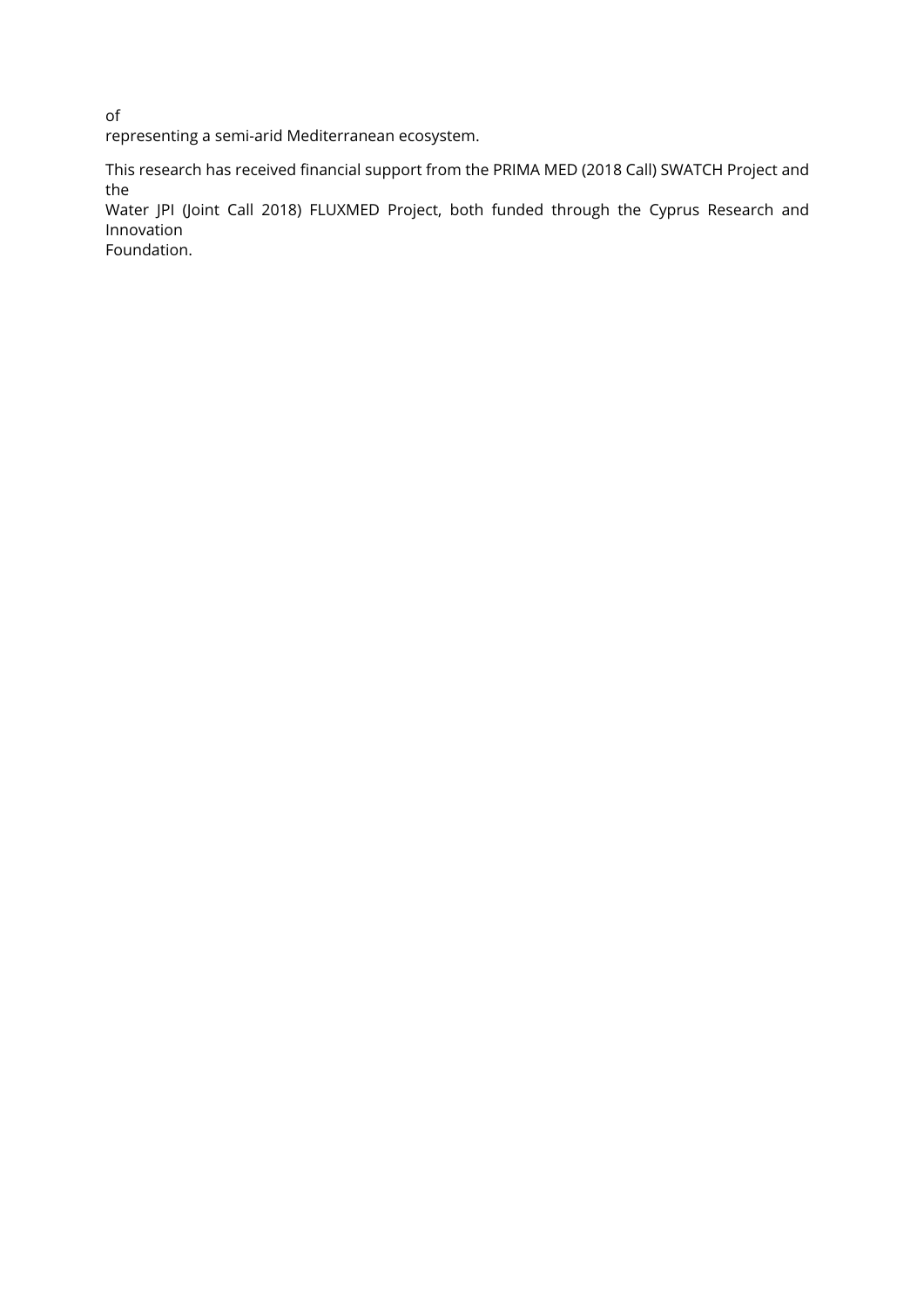of
representing a semi-arid Mediterranean ecosystem.

This research has received financial support from the PRIMA MED (2018 Call) SWATCH Project and the
Water JPI (Joint Call 2018) FLUXMED Project, both funded through the Cyprus Research and Innovation
Foundation.